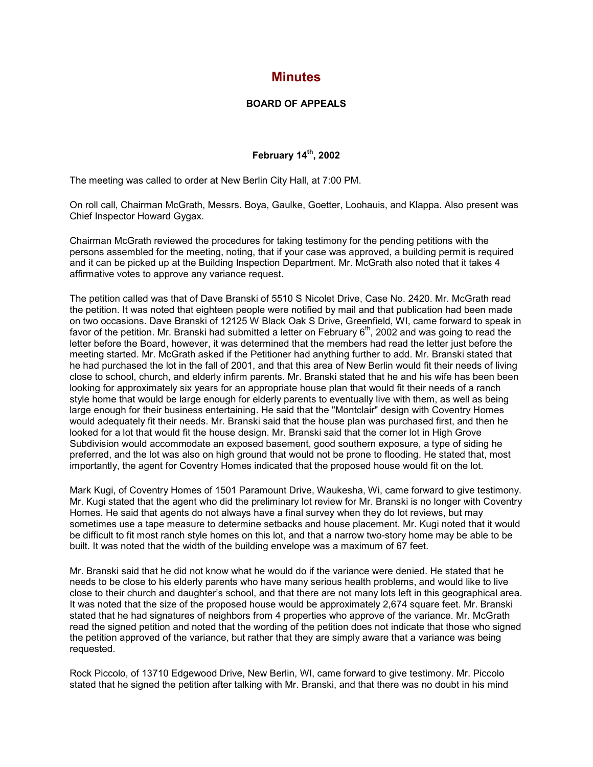# Minutes

### BOARD OF APPEALS

### February 14th, 2002

The meeting was called to order at New Berlin City Hall, at 7:00 PM.

On roll call, Chairman McGrath, Messrs. Boya, Gaulke, Goetter, Loohauis, and Klappa. Also present was Chief Inspector Howard Gygax.

Chairman McGrath reviewed the procedures for taking testimony for the pending petitions with the persons assembled for the meeting, noting, that if your case was approved, a building permit is required and it can be picked up at the Building Inspection Department. Mr. McGrath also noted that it takes 4 affirmative votes to approve any variance request.

The petition called was that of Dave Branski of 5510 S Nicolet Drive, Case No. 2420. Mr. McGrath read the petition. It was noted that eighteen people were notified by mail and that publication had been made on two occasions. Dave Branski of 12125 W Black Oak S Drive, Greenfield, WI, came forward to speak in favor of the petition. Mr. Branski had submitted a letter on February 6th, 2002 and was going to read the letter before the Board, however, it was determined that the members had read the letter just before the meeting started. Mr. McGrath asked if the Petitioner had anything further to add. Mr. Branski stated that he had purchased the lot in the fall of 2001, and that this area of New Berlin would fit their needs of living close to school, church, and elderly infirm parents. Mr. Branski stated that he and his wife has been been looking for approximately six years for an appropriate house plan that would fit their needs of a ranch style home that would be large enough for elderly parents to eventually live with them, as well as being large enough for their business entertaining. He said that the "Montclair" design with Coventry Homes would adequately fit their needs. Mr. Branski said that the house plan was purchased first, and then he looked for a lot that would fit the house design. Mr. Branski said that the corner lot in High Grove Subdivision would accommodate an exposed basement, good southern exposure, a type of siding he preferred, and the lot was also on high ground that would not be prone to flooding. He stated that, most importantly, the agent for Coventry Homes indicated that the proposed house would fit on the lot.

Mark Kugi, of Coventry Homes of 1501 Paramount Drive, Waukesha, Wi, came forward to give testimony. Mr. Kugi stated that the agent who did the preliminary lot review for Mr. Branski is no longer with Coventry Homes. He said that agents do not always have a final survey when they do lot reviews, but may sometimes use a tape measure to determine setbacks and house placement. Mr. Kugi noted that it would be difficult to fit most ranch style homes on this lot, and that a narrow two-story home may be able to be built. It was noted that the width of the building envelope was a maximum of 67 feet.

Mr. Branski said that he did not know what he would do if the variance were denied. He stated that he needs to be close to his elderly parents who have many serious health problems, and would like to live close to their church and daughter's school, and that there are not many lots left in this geographical area. It was noted that the size of the proposed house would be approximately 2,674 square feet. Mr. Branski stated that he had signatures of neighbors from 4 properties who approve of the variance. Mr. McGrath read the signed petition and noted that the wording of the petition does not indicate that those who signed the petition approved of the variance, but rather that they are simply aware that a variance was being requested.

Rock Piccolo, of 13710 Edgewood Drive, New Berlin, WI, came forward to give testimony. Mr. Piccolo stated that he signed the petition after talking with Mr. Branski, and that there was no doubt in his mind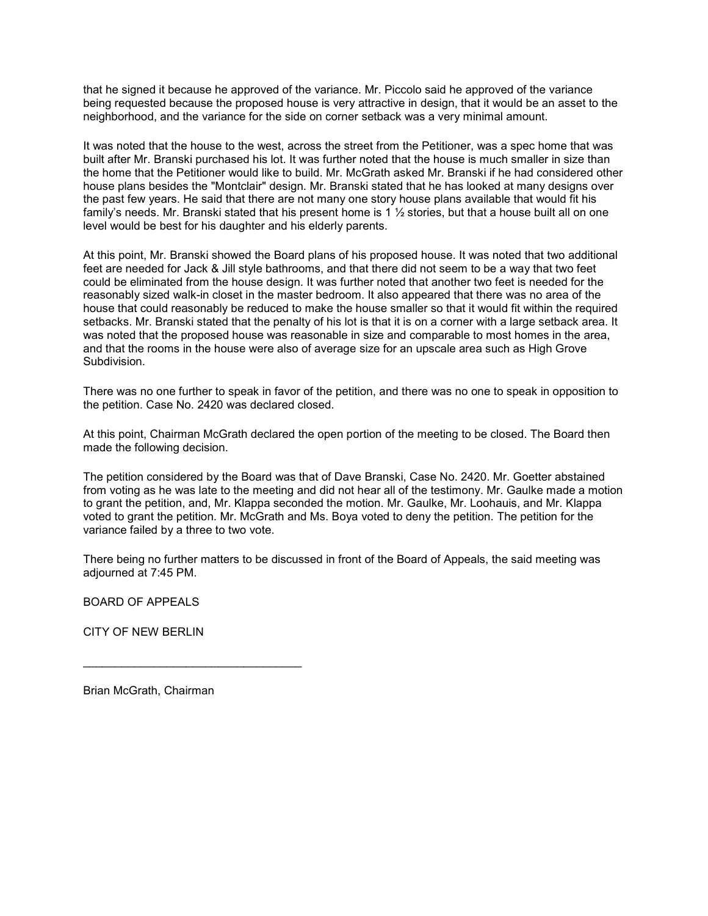that he signed it because he approved of the variance. Mr. Piccolo said he approved of the variance being requested because the proposed house is very attractive in design, that it would be an asset to the neighborhood, and the variance for the side on corner setback was a very minimal amount.

It was noted that the house to the west, across the street from the Petitioner, was a spec home that was built after Mr. Branski purchased his lot. It was further noted that the house is much smaller in size than the home that the Petitioner would like to build. Mr. McGrath asked Mr. Branski if he had considered other house plans besides the "Montclair" design. Mr. Branski stated that he has looked at many designs over the past few years. He said that there are not many one story house plans available that would fit his family's needs. Mr. Branski stated that his present home is 1 ½ stories, but that a house built all on one level would be best for his daughter and his elderly parents.

At this point, Mr. Branski showed the Board plans of his proposed house. It was noted that two additional feet are needed for Jack & Jill style bathrooms, and that there did not seem to be a way that two feet could be eliminated from the house design. It was further noted that another two feet is needed for the reasonably sized walk-in closet in the master bedroom. It also appeared that there was no area of the house that could reasonably be reduced to make the house smaller so that it would fit within the required setbacks. Mr. Branski stated that the penalty of his lot is that it is on a corner with a large setback area. It was noted that the proposed house was reasonable in size and comparable to most homes in the area, and that the rooms in the house were also of average size for an upscale area such as High Grove Subdivision.

There was no one further to speak in favor of the petition, and there was no one to speak in opposition to the petition. Case No. 2420 was declared closed.

At this point, Chairman McGrath declared the open portion of the meeting to be closed. The Board then made the following decision.

The petition considered by the Board was that of Dave Branski, Case No. 2420. Mr. Goetter abstained from voting as he was late to the meeting and did not hear all of the testimony. Mr. Gaulke made a motion to grant the petition, and, Mr. Klappa seconded the motion. Mr. Gaulke, Mr. Loohauis, and Mr. Klappa voted to grant the petition. Mr. McGrath and Ms. Boya voted to deny the petition. The petition for the variance failed by a three to two vote.

There being no further matters to be discussed in front of the Board of Appeals, the said meeting was adjourned at 7:45 PM.

BOARD OF APPEALS

CITY OF NEW BERLIN

\_\_\_\_\_\_\_\_\_\_\_\_\_\_\_\_\_\_\_\_\_\_\_\_\_\_\_\_\_\_\_\_\_\_

Brian McGrath, Chairman